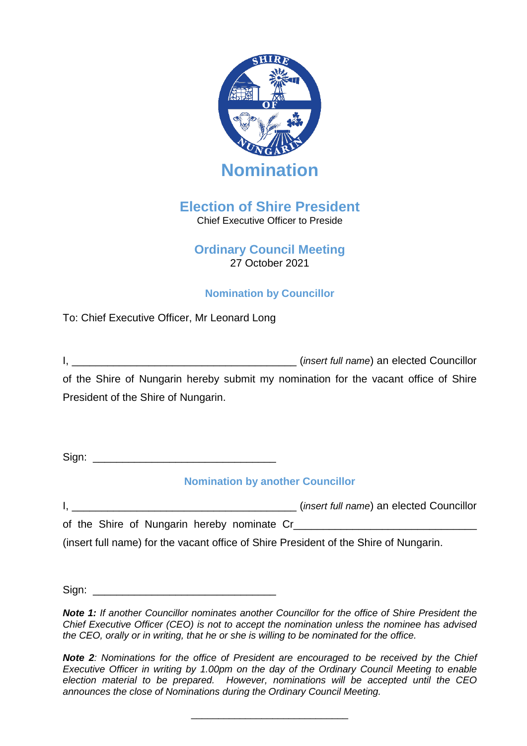# Nomination

## Election of Shire President

Chief Executive Officer to Preside

## Ordinary Council Meeting

27 October 2021

### Nomination by Councillor

To: Chief Executive Officer, Mr Leonard Long

I, ______________________________________ (*insert full name*) an elected Councillor of the Shire of Nungarin hereby submit my nomination for the vacant office of Shire President of the Shire of Nungarin.

Sign: ______________________________

### Nomination by another Councillor

I, ______________________________________ (*insert full name*) an elected Councillor of the Shire of Nungarin hereby nominate Cr______________________________ (insert full name) for the vacant office of Shire President of the Shire of Nungarin.

Sign: ______________________________

***Note 1:*** *If another Councillor nominates another Councillor for the office of Shire President the Chief Executive Officer (CEO) is not to accept the nomination unless the nominee has advised the CEO, orally or in writing, that he or she is willing to be nominated for the office.*

***Note 2****: Nominations for the office of President are encouraged to be received by the Chief Executive Officer in writing by 1.00pm on the day of the Ordinary Council Meeting to enable election material to be prepared. However, nominations will be accepted until the CEO announces the close of Nominations during the Ordinary Council Meeting.*

___________________________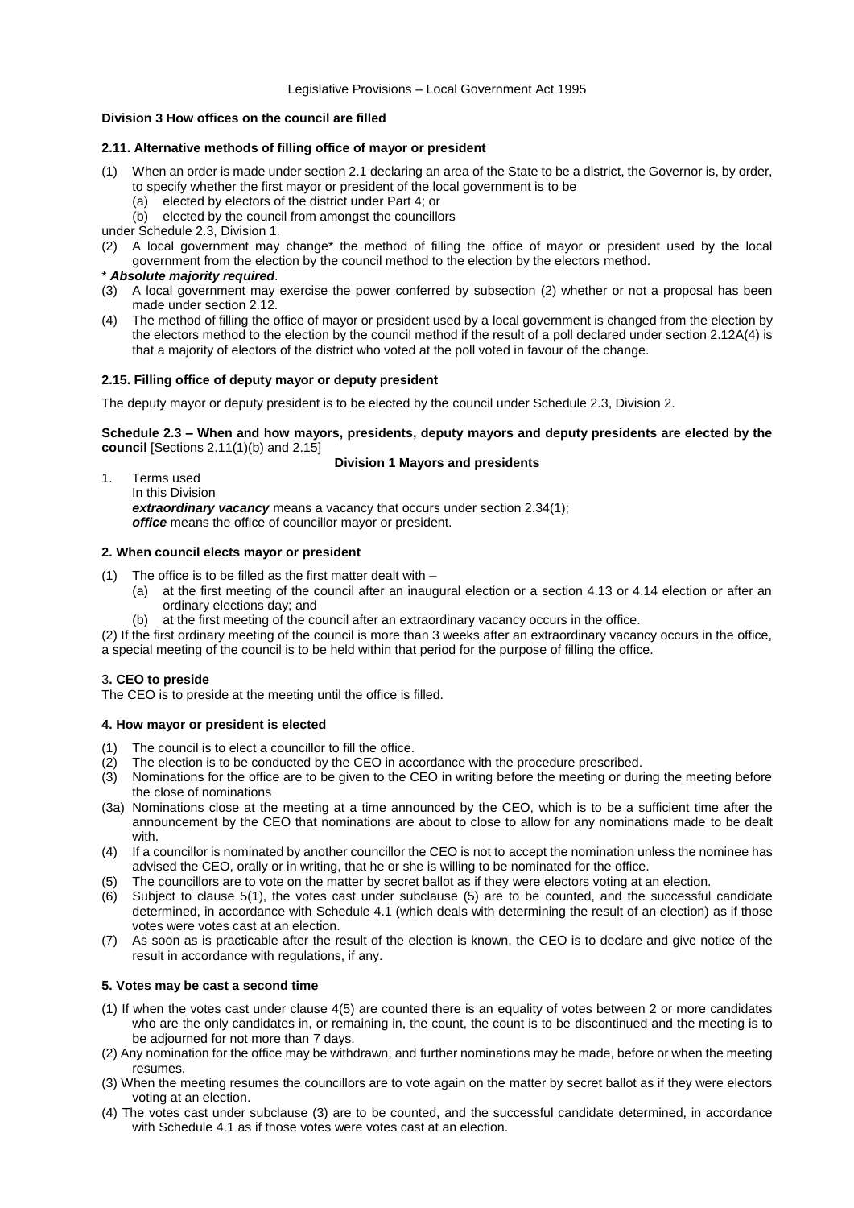Legislative Provisions – Local Government Act 1995

### Division 3 How offices on the council are filled

#### 2.11. Alternative methods of filling office of mayor or president

(1) When an order is made under section 2.1 declaring an area of the State to be a district, the Governor is, by order, to specify whether the first mayor or president of the local government is to be
  (a) elected by electors of the district under Part 4; or
  (b) elected by the council from amongst the councillors

under Schedule 2.3, Division 1.

(2) A local government may change* the method of filling the office of mayor or president used by the local government from the election by the council method to the election by the electors method.

* ***Absolute majority required***.

(3) A local government may exercise the power conferred by subsection (2) whether or not a proposal has been made under section 2.12.

(4) The method of filling the office of mayor or president used by a local government is changed from the election by the electors method to the election by the council method if the result of a poll declared under section 2.12A(4) is that a majority of electors of the district who voted at the poll voted in favour of the change.

#### 2.15. Filling office of deputy mayor or deputy president

The deputy mayor or deputy president is to be elected by the council under Schedule 2.3, Division 2.

**Schedule 2.3 – When and how mayors, presidents, deputy mayors and deputy presidents are elected by the council** [Sections 2.11(1)(b) and 2.15]

**Division 1 Mayors and presidents**

1. Terms used

In this Division

***extraordinary vacancy*** means a vacancy that occurs under section 2.34(1);
***office*** means the office of councillor mayor or president.

#### 2. When council elects mayor or president

(1) The office is to be filled as the first matter dealt with –
  (a) at the first meeting of the council after an inaugural election or a section 4.13 or 4.14 election or after an ordinary elections day; and
  (b) at the first meeting of the council after an extraordinary vacancy occurs in the office.

(2) If the first ordinary meeting of the council is more than 3 weeks after an extraordinary vacancy occurs in the office, a special meeting of the council is to be held within that period for the purpose of filling the office.

#### 3. CEO to preside

The CEO is to preside at the meeting until the office is filled.

#### 4. How mayor or president is elected

(1) The council is to elect a councillor to fill the office.

(2) The election is to be conducted by the CEO in accordance with the procedure prescribed.

(3) Nominations for the office are to be given to the CEO in writing before the meeting or during the meeting before the close of nominations

(3a) Nominations close at the meeting at a time announced by the CEO, which is to be a sufficient time after the announcement by the CEO that nominations are about to close to allow for any nominations made to be dealt with.

(4) If a councillor is nominated by another councillor the CEO is not to accept the nomination unless the nominee has advised the CEO, orally or in writing, that he or she is willing to be nominated for the office.

(5) The councillors are to vote on the matter by secret ballot as if they were electors voting at an election.

(6) Subject to clause 5(1), the votes cast under subclause (5) are to be counted, and the successful candidate determined, in accordance with Schedule 4.1 (which deals with determining the result of an election) as if those votes were votes cast at an election.

(7) As soon as is practicable after the result of the election is known, the CEO is to declare and give notice of the result in accordance with regulations, if any.

#### 5. Votes may be cast a second time

(1) If when the votes cast under clause 4(5) are counted there is an equality of votes between 2 or more candidates who are the only candidates in, or remaining in, the count, the count is to be discontinued and the meeting is to be adjourned for not more than 7 days.

(2) Any nomination for the office may be withdrawn, and further nominations may be made, before or when the meeting resumes.

(3) When the meeting resumes the councillors are to vote again on the matter by secret ballot as if they were electors voting at an election.

(4) The votes cast under subclause (3) are to be counted, and the successful candidate determined, in accordance with Schedule 4.1 as if those votes were votes cast at an election.